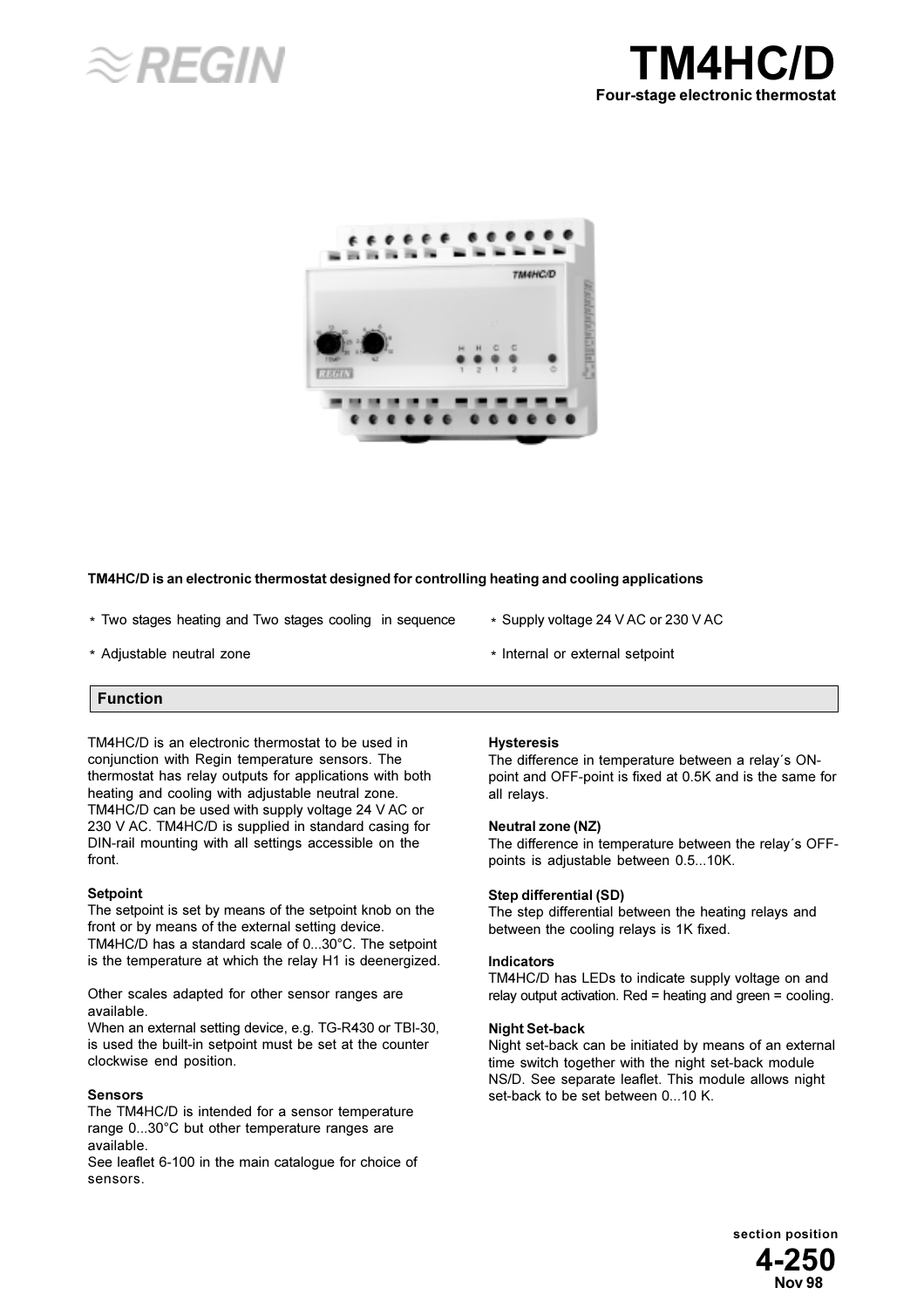# TM4HC/D

**Four-stage electronic thermostat**

**TM4HC/D is an electronic thermostat designed for controlling heating and cooling applications**

- Two stages heating and Two stages cooling in sequence
- Adjustable neutral zone
- Supply voltage 24 V AC or 230 V AC
- Internal or external setpoint

## Function

TM4HC/D is an electronic thermostat to be used in conjunction with Regin temperature sensors. The thermostat has relay outputs for applications with both heating and cooling with adjustable neutral zone. TM4HC/D can be used with supply voltage 24 V AC or 230 V AC. TM4HC/D is supplied in standard casing for DIN-rail mounting with all settings accessible on the front.

### Setpoint

The setpoint is set by means of the setpoint knob on the front or by means of the external setting device. TM4HC/D has a standard scale of 0...30°C. The setpoint is the temperature at which the relay H1 is deenergized.

Other scales adapted for other sensor ranges are available.

When an external setting device, e.g. TG-R430 or TBI-30, is used the built-in setpoint must be set at the counter clockwise end position.

### Sensors

The TM4HC/D is intended for a sensor temperature range 0...30°C but other temperature ranges are available.

See leaflet 6-100 in the main catalogue for choice of sensors.

### Hysteresis

The difference in temperature between a relay´s ON-point and OFF-point is fixed at 0.5K and is the same for all relays.

### Neutral zone (NZ)

The difference in temperature between the relay´s OFF-points is adjustable between 0.5...10K.

### Step differential (SD)

The step differential between the heating relays and between the cooling relays is 1K fixed.

### Indicators

TM4HC/D has LEDs to indicate supply voltage on and relay output activation. Red = heating and green = cooling.

### Night Set-back

Night set-back can be initiated by means of an external time switch together with the night set-back module NS/D. See separate leaflet. This module allows night set-back to be set between 0...10 K.

section position
**4-250**
Nov 98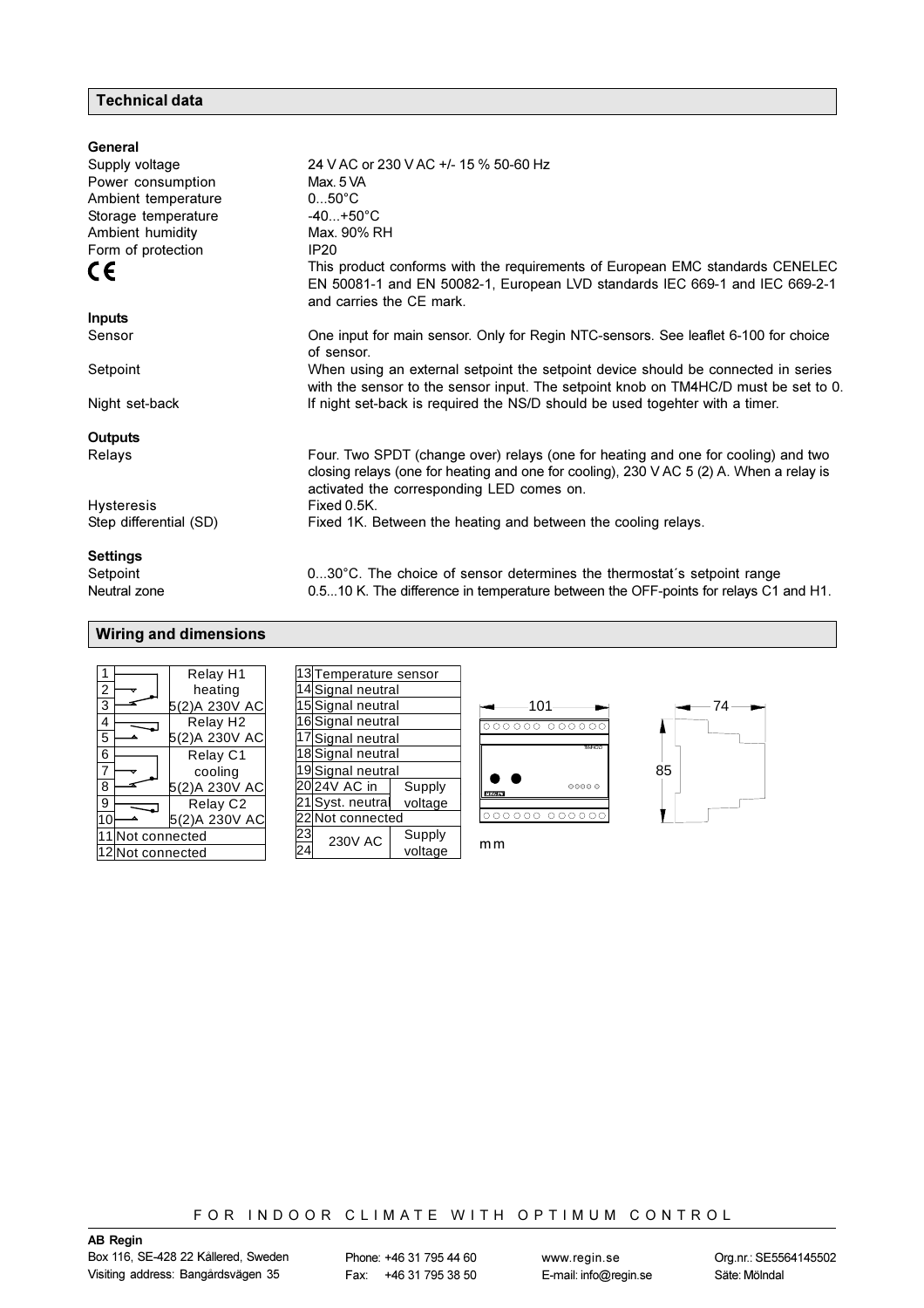## Technical data

### General

| | |
|---|---|
| Supply voltage | 24 V AC or 230 V AC +/- 15 % 50-60 Hz |
| Power consumption | Max. 5 VA |
| Ambient temperature | 0...50°C |
| Storage temperature | -40...+50°C |
| Ambient humidity | Max. 90% RH |
| Form of protection | IP20 |
| CE | This product conforms with the requirements of European EMC standards CENELEC EN 50081-1 and EN 50082-1, European LVD standards IEC 669-1 and IEC 669-2-1 and carries the CE mark. |

### Inputs

| | |
|---|---|
| Sensor | One input for main sensor. Only for Regin NTC-sensors. See leaflet 6-100 for choice of sensor. |
| Setpoint | When using an external setpoint the setpoint device should be connected in series with the sensor to the sensor input. The setpoint knob on TM4HC/D must be set to 0. |
| Night set-back | If night set-back is required the NS/D should be used togehter with a timer. |

### Outputs

| | |
|---|---|
| Relays | Four. Two SPDT (change over) relays (one for heating and one for cooling) and two closing relays (one for heating and one for cooling), 230 V AC 5 (2) A. When a relay is activated the corresponding LED comes on. |
| Hysteresis | Fixed 0.5K. |
| Step differential (SD) | Fixed 1K. Between the heating and between the cooling relays. |

### Settings

| | |
|---|---|
| Setpoint | 0...30°C. The choice of sensor determines the thermostat´s setpoint range |
| Neutral zone | 0.5...10 K. The difference in temperature between the OFF-points for relays C1 and H1. |

## Wiring and dimensions

| Terminal | Function |
|---|---|
| 1, 2, 3 | Relay H1 heating 5(2)A 230V AC |
| 4, 5 | Relay H2 5(2)A 230V AC |
| 6, 7, 8 | Relay C1 cooling 5(2)A 230V AC |
| 9, 10 | Relay C2 5(2)A 230V AC |
| 11 | Not connected |
| 12 | Not connected |

| Terminal | Function | |
|---|---|---|
| 13 | Temperature sensor | |
| 14 | Signal neutral | |
| 15 | Signal neutral | |
| 16 | Signal neutral | |
| 17 | Signal neutral | |
| 18 | Signal neutral | |
| 19 | Signal neutral | |
| 20 | 24V AC in | Supply voltage |
| 21 | Syst. neutral | |
| 22 | Not connected | |
| 23, 24 | 230V AC | Supply voltage |

101

74

85

mm

FOR INDOOR CLIMATE WITH OPTIMUM CONTROL

**AB Regin**
Box 116, SE-428 22 Kållered, Sweden
Visiting address: Bangårdsvägen 35

Phone: +46 31 795 44 60
Fax: +46 31 795 38 50

www.regin.se
E-mail: info@regin.se

Org.nr.: SE5564145502
Säte: Mölndal